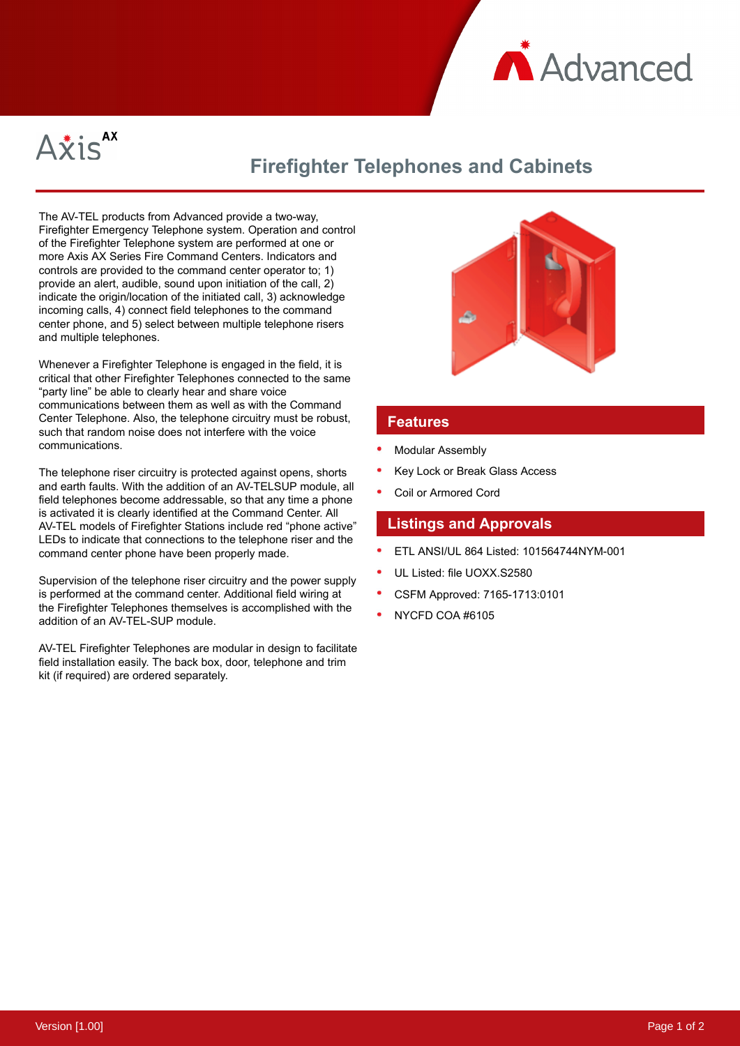Axis AX

# Firefighter Telephones and Cabinets

The AV-TEL products from Advanced provide a two-way, Firefighter Emergency Telephone system. Operation and control of the Firefighter Telephone system are performed at one or more Axis AX Series Fire Command Centers. Indicators and controls are provided to the command center operator to; 1) provide an alert, audible, sound upon initiation of the call, 2) indicate the origin/location of the initiated call, 3) acknowledge incoming calls, 4) connect field telephones to the command center phone, and 5) select between multiple telephone risers and multiple telephones.

Whenever a Firefighter Telephone is engaged in the field, it is critical that other Firefighter Telephones connected to the same "party line" be able to clearly hear and share voice communications between them as well as with the Command Center Telephone. Also, the telephone circuitry must be robust, such that random noise does not interfere with the voice communications.

The telephone riser circuitry is protected against opens, shorts and earth faults. With the addition of an AV-TELSUP module, all field telephones become addressable, so that any time a phone is activated it is clearly identified at the Command Center. All AV-TEL models of Firefighter Stations include red "phone active" LEDs to indicate that connections to the telephone riser and the command center phone have been properly made.

Supervision of the telephone riser circuitry and the power supply is performed at the command center. Additional field wiring at the Firefighter Telephones themselves is accomplished with the addition of an AV-TEL-SUP module.

AV-TEL Firefighter Telephones are modular in design to facilitate field installation easily. The back box, door, telephone and trim kit (if required) are ordered separately.

## Features

- Modular Assembly
- Key Lock or Break Glass Access
- Coil or Armored Cord

## Listings and Approvals

- ETL ANSI/UL 864 Listed: 101564744NYM-001
- UL Listed: file UOXX.S2580
- CSFM Approved: 7165-1713:0101
- NYCFD COA #6105

Version [1.00]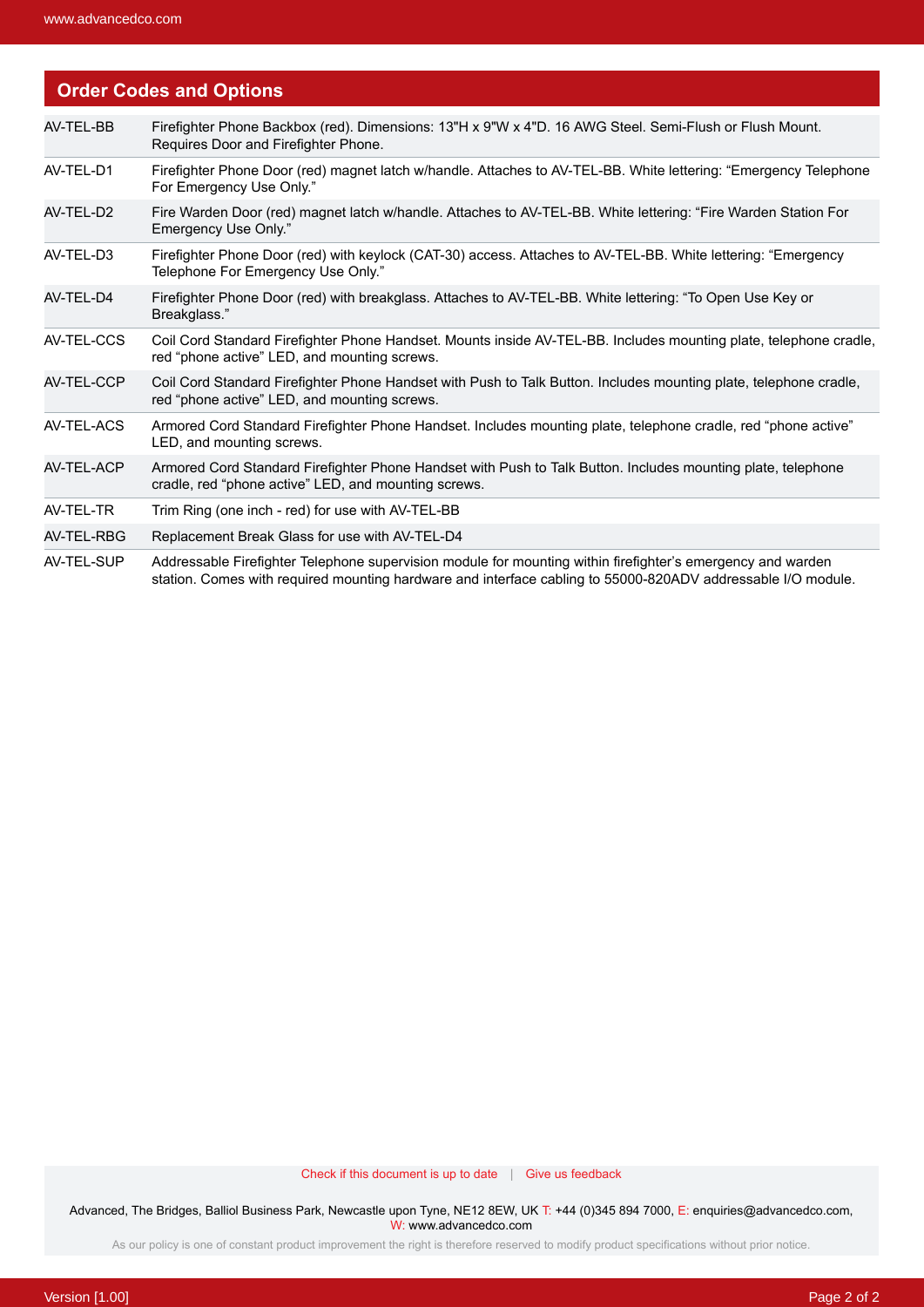## Order Codes and Options

| | |
|---|---|
| AV-TEL-BB | Firefighter Phone Backbox (red). Dimensions: 13"H x 9"W x 4"D. 16 AWG Steel. Semi-Flush or Flush Mount. Requires Door and Firefighter Phone. |
| AV-TEL-D1 | Firefighter Phone Door (red) magnet latch w/handle. Attaches to AV-TEL-BB. White lettering: "Emergency Telephone For Emergency Use Only." |
| AV-TEL-D2 | Fire Warden Door (red) magnet latch w/handle. Attaches to AV-TEL-BB. White lettering: "Fire Warden Station For Emergency Use Only." |
| AV-TEL-D3 | Firefighter Phone Door (red) with keylock (CAT-30) access. Attaches to AV-TEL-BB. White lettering: "Emergency Telephone For Emergency Use Only." |
| AV-TEL-D4 | Firefighter Phone Door (red) with breakglass. Attaches to AV-TEL-BB. White lettering: "To Open Use Key or Breakglass." |
| AV-TEL-CCS | Coil Cord Standard Firefighter Phone Handset. Mounts inside AV-TEL-BB. Includes mounting plate, telephone cradle, red "phone active" LED, and mounting screws. |
| AV-TEL-CCP | Coil Cord Standard Firefighter Phone Handset with Push to Talk Button. Includes mounting plate, telephone cradle, red "phone active" LED, and mounting screws. |
| AV-TEL-ACS | Armored Cord Standard Firefighter Phone Handset. Includes mounting plate, telephone cradle, red "phone active" LED, and mounting screws. |
| AV-TEL-ACP | Armored Cord Standard Firefighter Phone Handset with Push to Talk Button. Includes mounting plate, telephone cradle, red "phone active" LED, and mounting screws. |
| AV-TEL-TR | Trim Ring (one inch - red) for use with AV-TEL-BB |
| AV-TEL-RBG | Replacement Break Glass for use with AV-TEL-D4 |
| AV-TEL-SUP | Addressable Firefighter Telephone supervision module for mounting within firefighter's emergency and warden station. Comes with required mounting hardware and interface cabling to 55000-820ADV addressable I/O module. |

Check if this document is up to date | Give us feedback

Advanced, The Bridges, Balliol Business Park, Newcastle upon Tyne, NE12 8EW, UK T: +44 (0)345 894 7000, E: enquiries@advancedco.com, W: www.advancedco.com

As our policy is one of constant product improvement the right is therefore reserved to modify product specifications without prior notice.

Version [1.00]